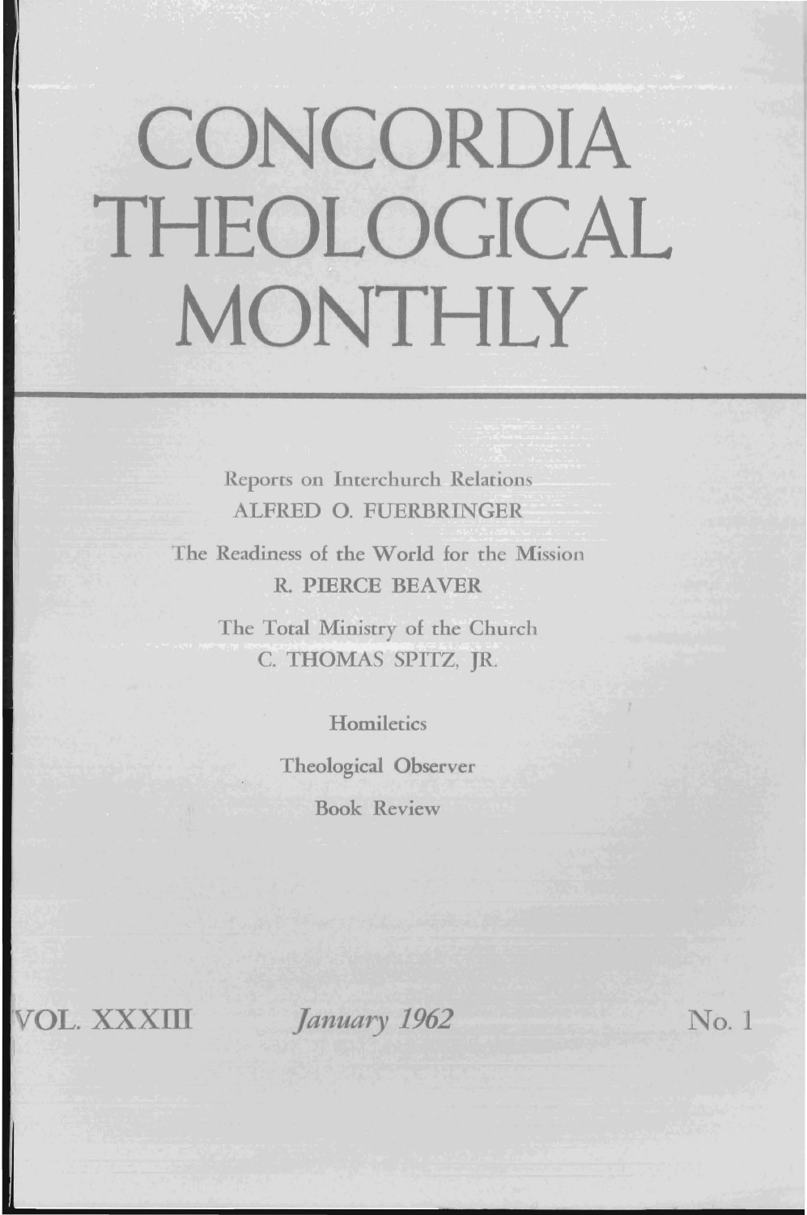# CONCORDIA THEOLOGICAL MONTHLY

Reports on Interchurch Relations
ALFRED O. FUERBRINGER

The Readiness of the World for the Mission
R. PIERCE BEAVER

The Total Ministry of the Church
C. THOMAS SPITZ, JR.

Homiletics

Theological Observer

Book Review

VOL. XXXIII *January 1962* No. 1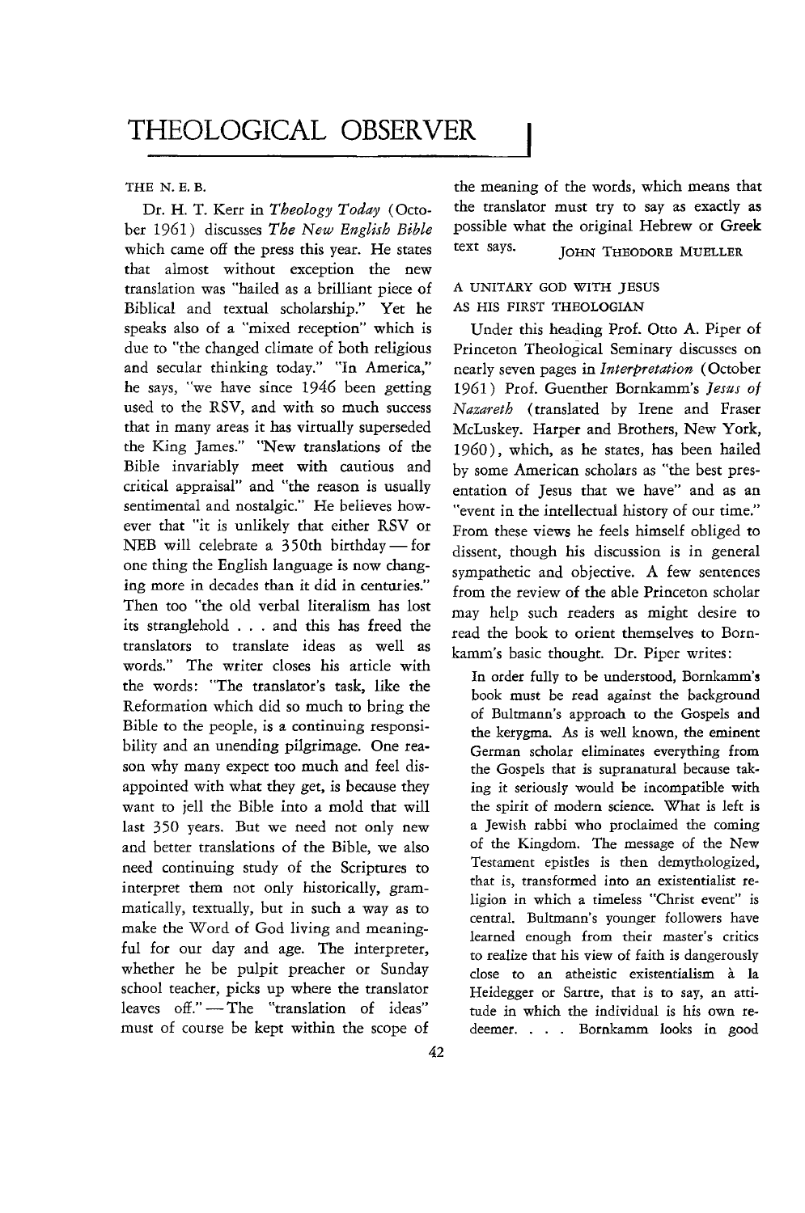# THEOLOGICAL OBSERVER

THE N. E. B.

Dr. H. T. Kerr in *Theology Today* (October 1961) discusses *The New English Bible* which came off the press this year. He states that almost without exception the new translation was "hailed as a brilliant piece of Biblical and textual scholarship." Yet he speaks also of a "mixed reception" which is due to "the changed climate of both religious and secular thinking today." "In America," he says, "we have since 1946 been getting used to the RSV, and with so much success that in many areas it has virtually superseded the King James." "New translations of the Bible invariably meet with cautious and critical appraisal" and "the reason is usually sentimental and nostalgic." He believes however that "it is unlikely that either RSV or NEB will celebrate a 350th birthday — for one thing the English language is now changing more in decades than it did in centuries." Then too "the old verbal literalism has lost its stranglehold . . . and this has freed the translators to translate ideas as well as words." The writer closes his article with the words: "The translator's task, like the Reformation which did so much to bring the Bible to the people, is a continuing responsibility and an unending pilgrimage. One reason why many expect too much and feel disappointed with what they get, is because they want to jell the Bible into a mold that will last 350 years. But we need not only new and better translations of the Bible, we also need continuing study of the Scriptures to interpret them not only historically, grammatically, textually, but in such a way as to make the Word of God living and meaningful for our day and age. The interpreter, whether he be pulpit preacher or Sunday school teacher, picks up where the translator leaves off." — The "translation of ideas" must of course be kept within the scope of the meaning of the words, which means that the translator must try to say as exactly as possible what the original Hebrew or Greek text says.

JOHN THEODORE MUELLER

A UNITARY GOD WITH JESUS AS HIS FIRST THEOLOGIAN

Under this heading Prof. Otto A. Piper of Princeton Theological Seminary discusses on nearly seven pages in *Interpretation* (October 1961) Prof. Guenther Bornkamm's *Jesus of Nazareth* (translated by Irene and Fraser McLuskey. Harper and Brothers, New York, 1960), which, as he states, has been hailed by some American scholars as "the best presentation of Jesus that we have" and as an "event in the intellectual history of our time." From these views he feels himself obliged to dissent, though his discussion is in general sympathetic and objective. A few sentences from the review of the able Princeton scholar may help such readers as might desire to read the book to orient themselves to Bornkamm's basic thought. Dr. Piper writes:

> In order fully to be understood, Bornkamm's book must be read against the background of Bultmann's approach to the Gospels and the kerygma. As is well known, the eminent German scholar eliminates everything from the Gospels that is supranatural because taking it seriously would be incompatible with the spirit of modern science. What is left is a Jewish rabbi who proclaimed the coming of the Kingdom. The message of the New Testament epistles is then demythologized, that is, transformed into an existentialist religion in which a timeless "Christ event" is central. Bultmann's younger followers have learned enough from their master's critics to realize that his view of faith is dangerously close to an atheistic existentialism à la Heidegger or Sartre, that is to say, an attitude in which the individual is his own redeemer. . . . Bornkamm looks in good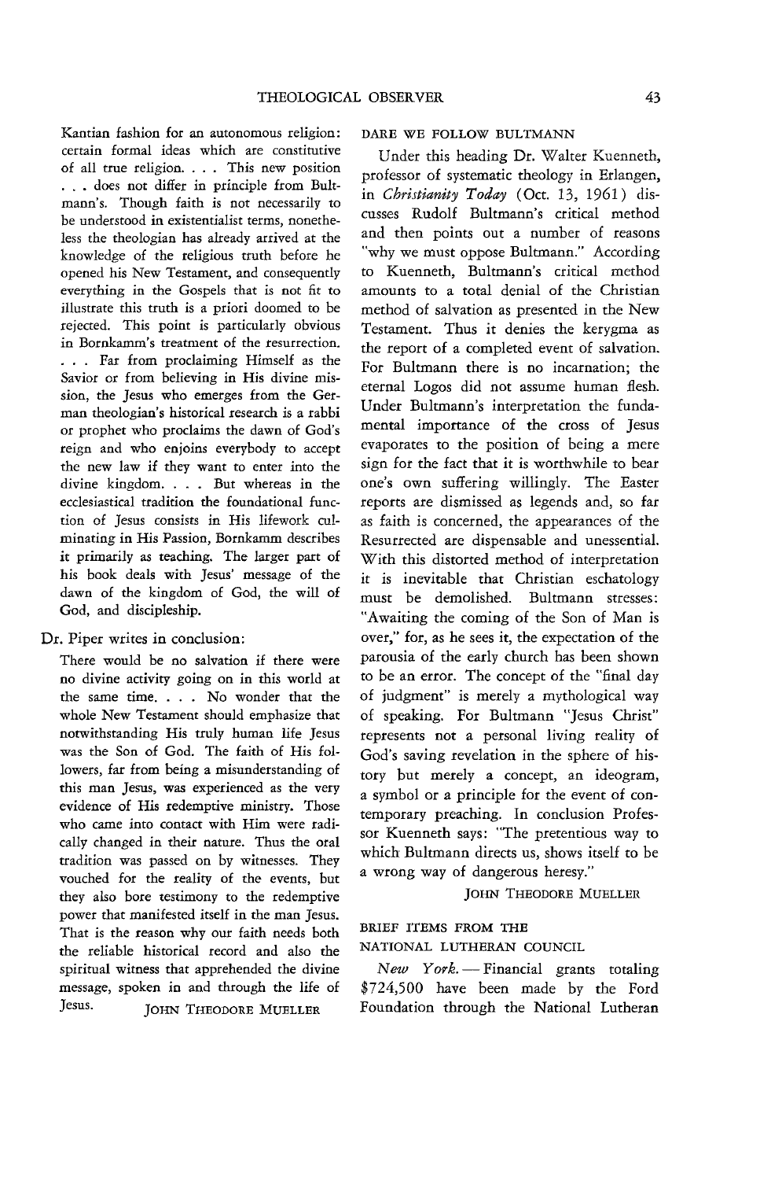Kantian fashion for an autonomous religion: certain formal ideas which are constitutive of all true religion. . . . This new position . . . does not differ in principle from Bultmann's. Though faith is not necessarily to be understood in existentialist terms, nonetheless the theologian has already arrived at the knowledge of the religious truth before he opened his New Testament, and consequently everything in the Gospels that is not fit to illustrate this truth is a priori doomed to be rejected. This point is particularly obvious in Bornkamm's treatment of the resurrection. . . . Far from proclaiming Himself as the Savior or from believing in His divine mission, the Jesus who emerges from the German theologian's historical research is a rabbi or prophet who proclaims the dawn of God's reign and who enjoins everybody to accept the new law if they want to enter into the divine kingdom. . . . But whereas in the ecclesiastical tradition the foundational function of Jesus consists in His lifework culminating in His Passion, Bornkamm describes it primarily as teaching. The larger part of his book deals with Jesus' message of the dawn of the kingdom of God, the will of God, and discipleship.

Dr. Piper writes in conclusion:

> There would be no salvation if there were no divine activity going on in this world at the same time. . . . No wonder that the whole New Testament should emphasize that notwithstanding His truly human life Jesus was the Son of God. The faith of His followers, far from being a misunderstanding of this man Jesus, was experienced as the very evidence of His redemptive ministry. Those who came into contact with Him were radically changed in their nature. Thus the oral tradition was passed on by witnesses. They vouched for the reality of the events, but they also bore testimony to the redemptive power that manifested itself in the man Jesus. That is the reason why our faith needs both the reliable historical record and also the spiritual witness that apprehended the divine message, spoken in and through the life of Jesus.

JOHN THEODORE MUELLER

### DARE WE FOLLOW BULTMANN

Under this heading Dr. Walter Kuenneth, professor of systematic theology in Erlangen, in *Christianity Today* (Oct. 13, 1961) discusses Rudolf Bultmann's critical method and then points out a number of reasons "why we must oppose Bultmann." According to Kuenneth, Bultmann's critical method amounts to a total denial of the Christian method of salvation as presented in the New Testament. Thus it denies the kerygma as the report of a completed event of salvation. For Bultmann there is no incarnation; the eternal Logos did not assume human flesh. Under Bultmann's interpretation the fundamental importance of the cross of Jesus evaporates to the position of being a mere sign for the fact that it is worthwhile to bear one's own suffering willingly. The Easter reports are dismissed as legends and, so far as faith is concerned, the appearances of the Resurrected are dispensable and unessential. With this distorted method of interpretation it is inevitable that Christian eschatology must be demolished. Bultmann stresses: "Awaiting the coming of the Son of Man is over," for, as he sees it, the expectation of the parousia of the early church has been shown to be an error. The concept of the "final day of judgment" is merely a mythological way of speaking. For Bultmann "Jesus Christ" represents not a personal living reality of God's saving revelation in the sphere of history but merely a concept, an ideogram, a symbol or a principle for the event of contemporary preaching. In conclusion Professor Kuenneth says: "The pretentious way to which Bultmann directs us, shows itself to be a wrong way of dangerous heresy."

JOHN THEODORE MUELLER

### BRIEF ITEMS FROM THE NATIONAL LUTHERAN COUNCIL

*New York.* — Financial grants totaling $724,500 have been made by the Ford Foundation through the National Lutheran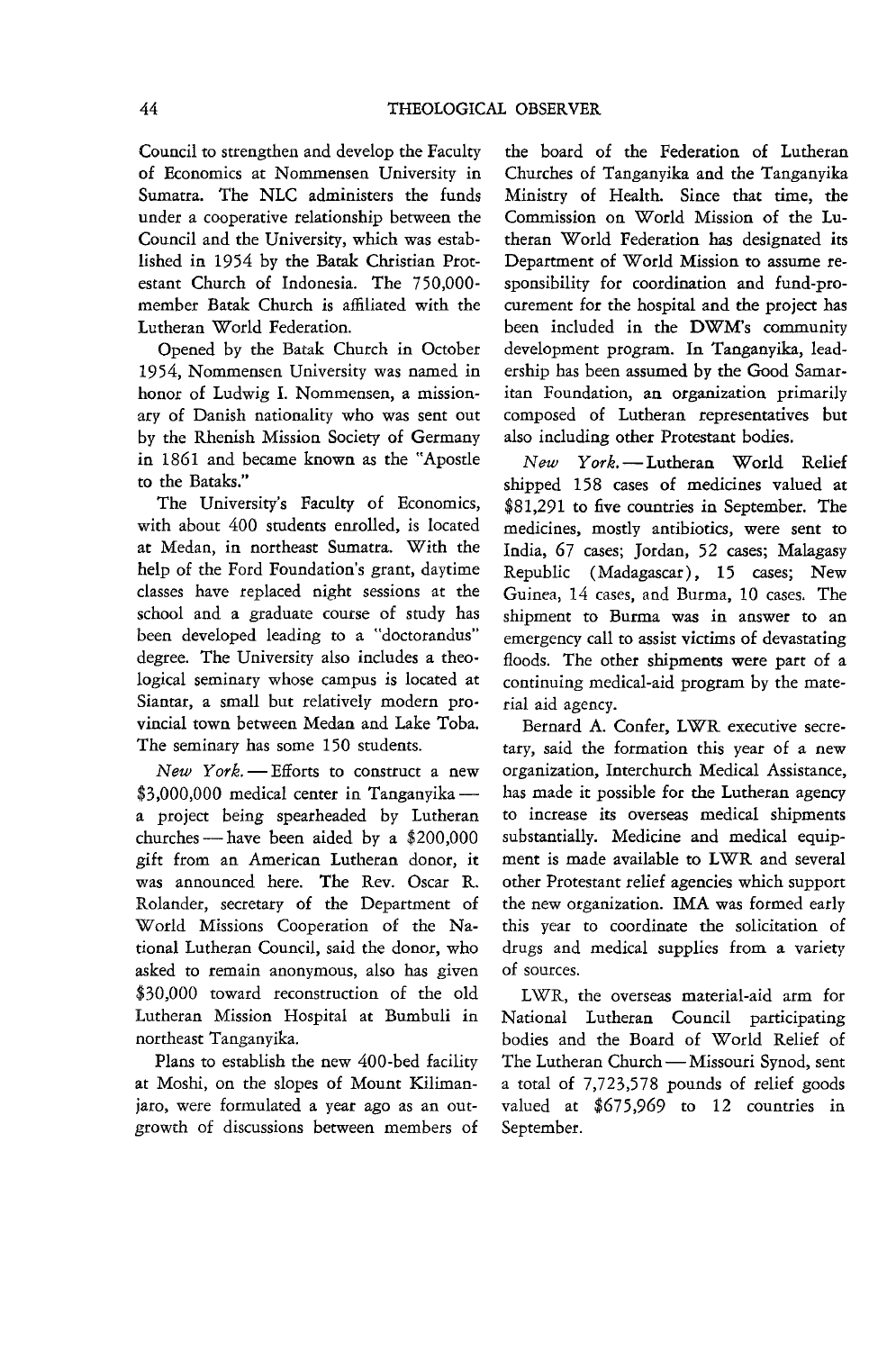Council to strengthen and develop the Faculty of Economics at Nommensen University in Sumatra. The NLC administers the funds under a cooperative relationship between the Council and the University, which was established in 1954 by the Batak Christian Protestant Church of Indonesia. The 750,000-member Batak Church is affiliated with the Lutheran World Federation.

Opened by the Batak Church in October 1954, Nommensen University was named in honor of Ludwig I. Nommensen, a missionary of Danish nationality who was sent out by the Rhenish Mission Society of Germany in 1861 and became known as the "Apostle to the Bataks."

The University's Faculty of Economics, with about 400 students enrolled, is located at Medan, in northeast Sumatra. With the help of the Ford Foundation's grant, daytime classes have replaced night sessions at the school and a graduate course of study has been developed leading to a "doctorandus" degree. The University also includes a theological seminary whose campus is located at Siantar, a small but relatively modern provincial town between Medan and Lake Toba. The seminary has some 150 students.

*New York.* — Efforts to construct a new $3,000,000 medical center in Tanganyika — a project being spearheaded by Lutheran churches — have been aided by a $200,000 gift from an American Lutheran donor, it was announced here. The Rev. Oscar R. Rolander, secretary of the Department of World Missions Cooperation of the National Lutheran Council, said the donor, who asked to remain anonymous, also has given $30,000 toward reconstruction of the old Lutheran Mission Hospital at Bumbuli in northeast Tanganyika.

Plans to establish the new 400-bed facility at Moshi, on the slopes of Mount Kilimanjaro, were formulated a year ago as an outgrowth of discussions between members of the board of the Federation of Lutheran Churches of Tanganyika and the Tanganyika Ministry of Health. Since that time, the Commission on World Mission of the Lutheran World Federation has designated its Department of World Mission to assume responsibility for coordination and fund-procurement for the hospital and the project has been included in the DWM's community development program. In Tanganyika, leadership has been assumed by the Good Samaritan Foundation, an organization primarily composed of Lutheran representatives but also including other Protestant bodies.

*New York.* — Lutheran World Relief shipped 158 cases of medicines valued at $81,291 to five countries in September. The medicines, mostly antibiotics, were sent to India, 67 cases; Jordan, 52 cases; Malagasy Republic (Madagascar), 15 cases; New Guinea, 14 cases, and Burma, 10 cases. The shipment to Burma was in answer to an emergency call to assist victims of devastating floods. The other shipments were part of a continuing medical-aid program by the material aid agency.

Bernard A. Confer, LWR executive secretary, said the formation this year of a new organization, Interchurch Medical Assistance, has made it possible for the Lutheran agency to increase its overseas medical shipments substantially. Medicine and medical equipment is made available to LWR and several other Protestant relief agencies which support the new organization. IMA was formed early this year to coordinate the solicitation of drugs and medical supplies from a variety of sources.

LWR, the overseas material-aid arm for National Lutheran Council participating bodies and the Board of World Relief of The Lutheran Church — Missouri Synod, sent a total of 7,723,578 pounds of relief goods valued at $675,969 to 12 countries in September.